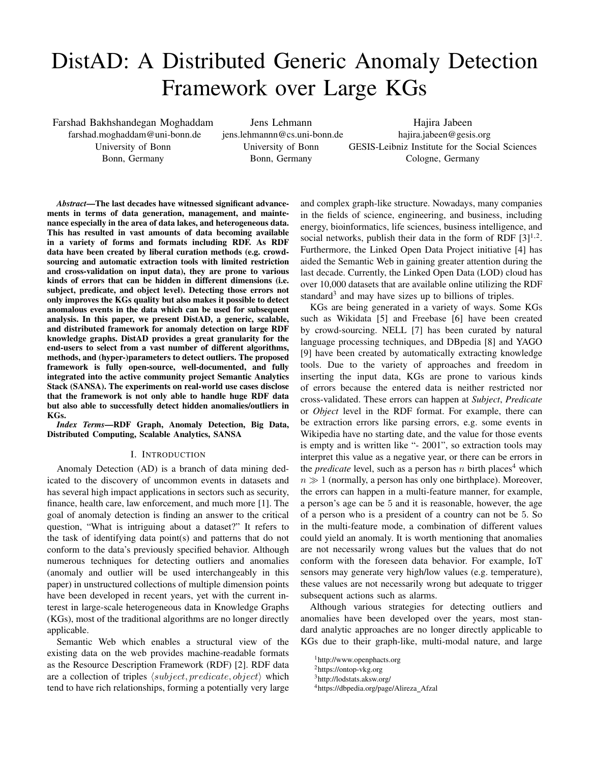# DistAD: A Distributed Generic Anomaly Detection Framework over Large KGs

Farshad Bakhshandegan Moghaddam
farshad.moghaddam@uni-bonn.de
University of Bonn
Bonn, Germany

Jens Lehmann
jens.lehmannn@cs.uni-bonn.de
University of Bonn
Bonn, Germany

Hajira Jabeen
hajira.jabeen@gesis.org
GESIS-Leibniz Institute for the Social Sciences
Cologne, Germany

***Abstract*—The last decades have witnessed significant advancements in terms of data generation, management, and maintenance especially in the area of data lakes, and heterogeneous data. This has resulted in vast amounts of data becoming available in a variety of forms and formats including RDF. As RDF data have been created by liberal curation methods (e.g. crowdsourcing and automatic extraction tools with limited restriction and cross-validation on input data), they are prone to various kinds of errors that can be hidden in different dimensions (i.e. subject, predicate, and object level). Detecting those errors not only improves the KGs quality but also makes it possible to detect anomalous events in the data which can be used for subsequent analysis. In this paper, we present DistAD, a generic, scalable, and distributed framework for anomaly detection on large RDF knowledge graphs. DistAD provides a great granularity for the end-users to select from a vast number of different algorithms, methods, and (hyper-)parameters to detect outliers. The proposed framework is fully open-source, well-documented, and fully integrated into the active community project Semantic Analytics Stack (SANSA). The experiments on real-world use cases disclose that the framework is not only able to handle huge RDF data but also able to successfully detect hidden anomalies/outliers in KGs.**

***Index Terms*—RDF Graph, Anomaly Detection, Big Data, Distributed Computing, Scalable Analytics, SANSA**

## I. Introduction

Anomaly Detection (AD) is a branch of data mining dedicated to the discovery of uncommon events in datasets and has several high impact applications in sectors such as security, finance, health care, law enforcement, and much more [1]. The goal of anomaly detection is finding an answer to the critical question, "What is intriguing about a dataset?" It refers to the task of identifying data point(s) and patterns that do not conform to the data's previously specified behavior. Although numerous techniques for detecting outliers and anomalies (anomaly and outlier will be used interchangeably in this paper) in unstructured collections of multiple dimension points have been developed in recent years, yet with the current interest in large-scale heterogeneous data in Knowledge Graphs (KGs), most of the traditional algorithms are no longer directly applicable.

Semantic Web which enables a structural view of the existing data on the web provides machine-readable formats as the Resource Description Framework (RDF) [2]. RDF data are a collection of triples $\langle subject, predicate, object\rangle$ which tend to have rich relationships, forming a potentially very large and complex graph-like structure. Nowadays, many companies in the fields of science, engineering, and business, including energy, bioinformatics, life sciences, business intelligence, and social networks, publish their data in the form of RDF [3][1,2]. Furthermore, the Linked Open Data Project initiative [4] has aided the Semantic Web in gaining greater attention during the last decade. Currently, the Linked Open Data (LOD) cloud has over 10,000 datasets that are available online utilizing the RDF standard[3] and may have sizes up to billions of triples.

KGs are being generated in a variety of ways. Some KGs such as Wikidata [5] and Freebase [6] have been created by crowd-sourcing. NELL [7] has been curated by natural language processing techniques, and DBpedia [8] and YAGO [9] have been created by automatically extracting knowledge tools. Due to the variety of approaches and freedom in inserting the input data, KGs are prone to various kinds of errors because the entered data is neither restricted nor cross-validated. These errors can happen at *Subject*, *Predicate* or *Object* level in the RDF format. For example, there can be extraction errors like parsing errors, e.g. some events in Wikipedia have no starting date, and the value for those events is empty and is written like "- 2001", so extraction tools may interpret this value as a negative year, or there can be errors in the *predicate* level, such as a person has $n$ birth places[4] which $n \gg 1$ (normally, a person has only one birthplace). Moreover, the errors can happen in a multi-feature manner, for example, a person's age can be $5$ and it is reasonable, however, the age of a person who is a president of a country can not be $5$. So in the multi-feature mode, a combination of different values could yield an anomaly. It is worth mentioning that anomalies are not necessarily wrong values but the values that do not conform with the foreseen data behavior. For example, IoT sensors may generate very high/low values (e.g. temperature), these values are not necessarily wrong but adequate to trigger subsequent actions such as alarms.

Although various strategies for detecting outliers and anomalies have been developed over the years, most standard analytic approaches are no longer directly applicable to KGs due to their graph-like, multi-modal nature, and large

[1]http://www.openphacts.org
[2]https://ontop-vkg.org
[3]http://lodstats.aksw.org/
[4]https://dbpedia.org/page/Alireza_Afzal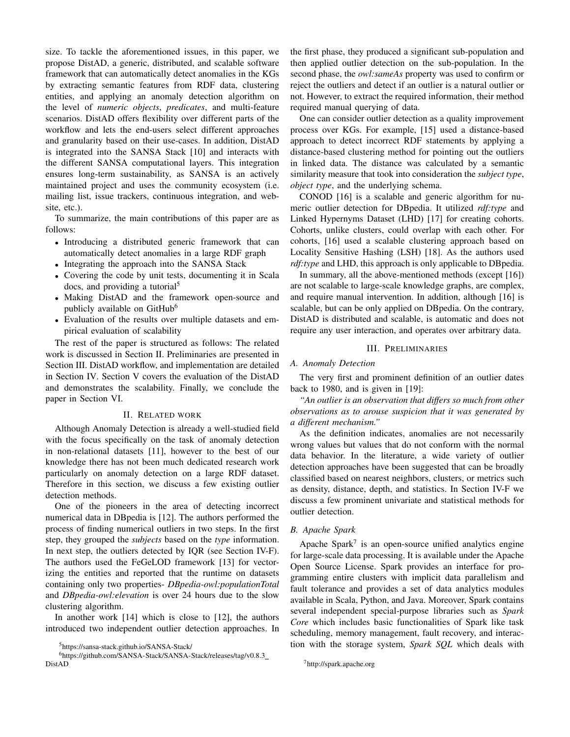size. To tackle the aforementioned issues, in this paper, we propose DistAD, a generic, distributed, and scalable software framework that can automatically detect anomalies in the KGs by extracting semantic features from RDF data, clustering entities, and applying an anomaly detection algorithm on the level of *numeric objects*, *predicates*, and multi-feature scenarios. DistAD offers flexibility over different parts of the workflow and lets the end-users select different approaches and granularity based on their use-cases. In addition, DistAD is integrated into the SANSA Stack [10] and interacts with the different SANSA computational layers. This integration ensures long-term sustainability, as SANSA is an actively maintained project and uses the community ecosystem (i.e. mailing list, issue trackers, continuous integration, and website, etc.).

To summarize, the main contributions of this paper are as follows:

- Introducing a distributed generic framework that can automatically detect anomalies in a large RDF graph
- Integrating the approach into the SANSA Stack
- Covering the code by unit tests, documenting it in Scala docs, and providing a tutorial[5]
- Making DistAD and the framework open-source and publicly available on GitHub[6]
- Evaluation of the results over multiple datasets and empirical evaluation of scalability

The rest of the paper is structured as follows: The related work is discussed in Section II. Preliminaries are presented in Section III. DistAD workflow, and implementation are detailed in Section IV. Section V covers the evaluation of the DistAD and demonstrates the scalability. Finally, we conclude the paper in Section VI.

## II. Related work

Although Anomaly Detection is already a well-studied field with the focus specifically on the task of anomaly detection in non-relational datasets [11], however to the best of our knowledge there has not been much dedicated research work particularly on anomaly detection on a large RDF dataset. Therefore in this section, we discuss a few existing outlier detection methods.

One of the pioneers in the area of detecting incorrect numerical data in DBpedia is [12]. The authors performed the process of finding numerical outliers in two steps. In the first step, they grouped the *subjects* based on the *type* information. In next step, the outliers detected by IQR (see Section IV-F). The authors used the FeGeLOD framework [13] for vectorizing the entities and reported that the runtime on datasets containing only two properties- *DBpedia-owl:populationTotal* and *DBpedia-owl:elevation* is over 24 hours due to the slow clustering algorithm.

In another work [14] which is close to [12], the authors introduced two independent outlier detection approaches. In the first phase, they produced a significant sub-population and then applied outlier detection on the sub-population. In the second phase, the *owl:sameAs* property was used to confirm or reject the outliers and detect if an outlier is a natural outlier or not. However, to extract the required information, their method required manual querying of data.

One can consider outlier detection as a quality improvement process over KGs. For example, [15] used a distance-based approach to detect incorrect RDF statements by applying a distance-based clustering method for pointing out the outliers in linked data. The distance was calculated by a semantic similarity measure that took into consideration the *subject type*, *object type*, and the underlying schema.

CONOD [16] is a scalable and generic algorithm for numeric outlier detection for DBpedia. It utilized *rdf:type* and Linked Hypernyms Dataset (LHD) [17] for creating cohorts. Cohorts, unlike clusters, could overlap with each other. For cohorts, [16] used a scalable clustering approach based on Locality Sensitive Hashing (LSH) [18]. As the authors used *rdf:type* and LHD, this approach is only applicable to DBpedia.

In summary, all the above-mentioned methods (except [16]) are not scalable to large-scale knowledge graphs, are complex, and require manual intervention. In addition, although [16] is scalable, but can be only applied on DBpedia. On the contrary, DistAD is distributed and scalable, is automatic and does not require any user interaction, and operates over arbitrary data.

## III. Preliminaries

### A. Anomaly Detection

The very first and prominent definition of an outlier dates back to 1980, and is given in [19]:

*"An outlier is an observation that differs so much from other observations as to arouse suspicion that it was generated by a different mechanism."*

As the definition indicates, anomalies are not necessarily wrong values but values that do not conform with the normal data behavior. In the literature, a wide variety of outlier detection approaches have been suggested that can be broadly classified based on nearest neighbors, clusters, or metrics such as density, distance, depth, and statistics. In Section IV-F we discuss a few prominent univariate and statistical methods for outlier detection.

### B. Apache Spark

Apache Spark[7] is an open-source unified analytics engine for large-scale data processing. It is available under the Apache Open Source License. Spark provides an interface for programming entire clusters with implicit data parallelism and fault tolerance and provides a set of data analytics modules available in Scala, Python, and Java. Moreover, Spark contains several independent special-purpose libraries such as *Spark Core* which includes basic functionalities of Spark like task scheduling, memory management, fault recovery, and interaction with the storage system, *Spark SQL* which deals with

[5] https://sansa-stack.github.io/SANSA-Stack/

[6] https://github.com/SANSA-Stack/SANSA-Stack/releases/tag/v0.8.3_DistAD

[7] http://spark.apache.org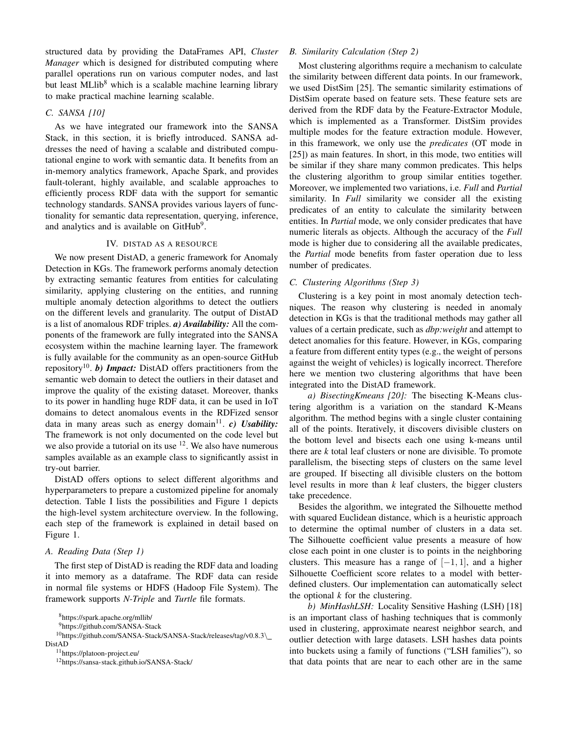structured data by providing the DataFrames API, *Cluster Manager* which is designed for distributed computing where parallel operations run on various computer nodes, and last but least MLlib[8] which is a scalable machine learning library to make practical machine learning scalable.

### C. SANSA [10]

As we have integrated our framework into the SANSA Stack, in this section, it is briefly introduced. SANSA addresses the need of having a scalable and distributed computational engine to work with semantic data. It benefits from an in-memory analytics framework, Apache Spark, and provides fault-tolerant, highly available, and scalable approaches to efficiently process RDF data with the support for semantic technology standards. SANSA provides various layers of functionality for semantic data representation, querying, inference, and analytics and is available on GitHub[9].

## IV. DistAD as a Resource

We now present DistAD, a generic framework for Anomaly Detection in KGs. The framework performs anomaly detection by extracting semantic features from entities for calculating similarity, applying clustering on the entities, and running multiple anomaly detection algorithms to detect the outliers on the different levels and granularity. The output of DistAD is a list of anomalous RDF triples. ***a) Availability:*** All the components of the framework are fully integrated into the SANSA ecosystem within the machine learning layer. The framework is fully available for the community as an open-source GitHub repository[10]. ***b) Impact:*** DistAD offers practitioners from the semantic web domain to detect the outliers in their dataset and improve the quality of the existing dataset. Moreover, thanks to its power in handling huge RDF data, it can be used in IoT domains to detect anomalous events in the RDFized sensor data in many areas such as energy domain[11]. ***c) Usability:*** The framework is not only documented on the code level but we also provide a tutorial on its use [12]. We also have numerous samples available as an example class to significantly assist in try-out barrier.

DistAD offers options to select different algorithms and hyperparameters to prepare a customized pipeline for anomaly detection. Table I lists the possibilities and Figure 1 depicts the high-level system architecture overview. In the following, each step of the framework is explained in detail based on Figure 1.

### A. Reading Data (Step 1)

The first step of DistAD is reading the RDF data and loading it into memory as a dataframe. The RDF data can reside in normal file systems or HDFS (Hadoop File System). The framework supports *N-Triple* and *Turtle* file formats.

### B. Similarity Calculation (Step 2)

Most clustering algorithms require a mechanism to calculate the similarity between different data points. In our framework, we used DistSim [25]. The semantic similarity estimations of DistSim operate based on feature sets. These feature sets are derived from the RDF data by the Feature-Extractor Module, which is implemented as a Transformer. DistSim provides multiple modes for the feature extraction module. However, in this framework, we only use the *predicates* (OT mode in [25]) as main features. In short, in this mode, two entities will be similar if they share many common predicates. This helps the clustering algorithm to group similar entities together. Moreover, we implemented two variations, i.e. *Full* and *Partial* similarity. In *Full* similarity we consider all the existing predicates of an entity to calculate the similarity between entities. In *Partial* mode, we only consider predicates that have numeric literals as objects. Although the accuracy of the *Full* mode is higher due to considering all the available predicates, the *Partial* mode benefits from faster operation due to less number of predicates.

### C. Clustering Algorithms (Step 3)

Clustering is a key point in most anomaly detection techniques. The reason why clustering is needed in anomaly detection in KGs is that the traditional methods may gather all values of a certain predicate, such as *dbp:weight* and attempt to detect anomalies for this feature. However, in KGs, comparing a feature from different entity types (e.g., the weight of persons against the weight of vehicles) is logically incorrect. Therefore here we mention two clustering algorithms that have been integrated into the DistAD framework.

*a) BisectingKmeans [20]:* The bisecting K-Means clustering algorithm is a variation on the standard K-Means algorithm. The method begins with a single cluster containing all of the points. Iteratively, it discovers divisible clusters on the bottom level and bisects each one using k-means until there are $k$ total leaf clusters or none are divisible. To promote parallelism, the bisecting steps of clusters on the same level are grouped. If bisecting all divisible clusters on the bottom level results in more than $k$ leaf clusters, the bigger clusters take precedence.

Besides the algorithm, we integrated the Silhouette method with squared Euclidean distance, which is a heuristic approach to determine the optimal number of clusters in a data set. The Silhouette coefficient value presents a measure of how close each point in one cluster is to points in the neighboring clusters. This measure has a range of $[-1, 1]$, and a higher Silhouette Coefficient score relates to a model with better-defined clusters. Our implementation can automatically select the optional $k$ for the clustering.

*b) MinHashLSH:* Locality Sensitive Hashing (LSH) [18] is an important class of hashing techniques that is commonly used in clustering, approximate nearest neighbor search, and outlier detection with large datasets. LSH hashes data points into buckets using a family of functions ("LSH families"), so that data points that are near to each other are in the same

---

[8] https://spark.apache.org/mllib/

[9] https://github.com/SANSA-Stack

[10] https://github.com/SANSA-Stack/SANSA-Stack/releases/tag/v0.8.3\_DistAD

[11] https://platoon-project.eu/

[12] https://sansa-stack.github.io/SANSA-Stack/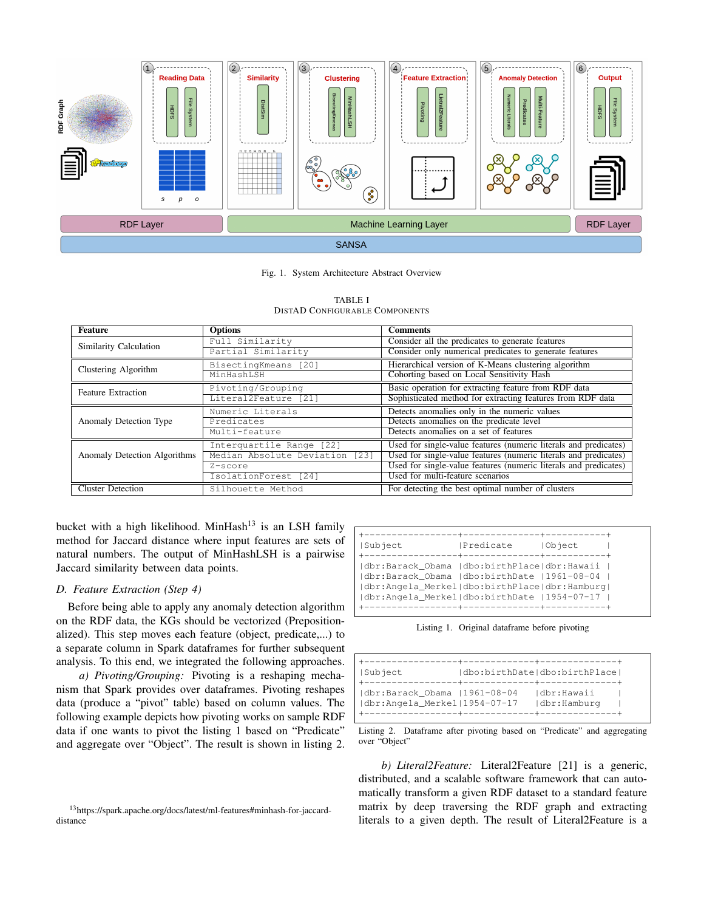Fig. 1. System Architecture Abstract Overview

TABLE I
DISTAD CONFIGURABLE COMPONENTS

| Feature | Options | Comments |
|---|---|---|
| Similarity Calculation | Full Similarity | Consider all the predicates to generate features |
| | Partial Similarity | Consider only numerical predicates to generate features |
| Clustering Algorithm | BisectingKmeans [20] | Hierarchical version of K-Means clustering algorithm |
| | MinHashLSH | Cohorting based on Local Sensitivity Hash |
| Feature Extraction | Pivoting/Grouping | Basic operation for extracting feature from RDF data |
| | Literal2Feature [21] | Sophisticated method for extracting features from RDF data |
| Anomaly Detection Type | Numeric Literals | Detects anomalies only in the numeric values |
| | Predicates | Detects anomalies on the predicate level |
| | Multi-feature | Detects anomalies on a set of features |
| Anomaly Detection Algorithms | Interquartile Range [22] | Used for single-value features (numeric literals and predicates) |
| | Median Absolute Deviation [23] | Used for single-value features (numeric literals and predicates) |
| | Z-score | Used for single-value features (numeric literals and predicates) |
| | IsolationForest [24] | Used for multi-feature scenarios |
| Cluster Detection | Silhouette Method | For detecting the best optimal number of clusters |

bucket with a high likelihood. MinHash[13] is an LSH family method for Jaccard distance where input features are sets of natural numbers. The output of MinHashLSH is a pairwise Jaccard similarity between data points.

### D. Feature Extraction (Step 4)

Before being able to apply any anomaly detection algorithm on the RDF data, the KGs should be vectorized (Propositionalized). This step moves each feature (object, predicate,...) to a separate column in Spark dataframes for further subsequent analysis. To this end, we integrated the following approaches.

*a) Pivoting/Grouping:* Pivoting is a reshaping mechanism that Spark provides over dataframes. Pivoting reshapes data (produce a "pivot" table) based on column values. The following example depicts how pivoting works on sample RDF data if one wants to pivot the listing 1 based on "Predicate" and aggregate over "Object". The result is shown in listing 2.

```
+-----------------+-------------+----------+
|Subject          |Predicate    |Object    |
+-----------------+-------------+----------+
|dbr:Barack_Obama |dbo:birthPlace|dbr:Hawaii |
|dbr:Barack_Obama |dbo:birthDate |1961-08-04 |
|dbr:Angela_Merkel|dbo:birthPlace|dbr:Hamburg|
|dbr:Angela_Merkel|dbo:birthDate |1954-07-17 |
+-----------------+-------------+----------+
```

Listing 1. Original dataframe before pivoting

```
+-----------------+-------------+--------------+
|Subject          |dbo:birthDate|dbo:birthPlace|
+-----------------+-------------+--------------+
|dbr:Barack_Obama |1961-08-04   |dbr:Hawaii    |
|dbr:Angela_Merkel|1954-07-17   |dbr:Hamburg   |
+-----------------+-------------+--------------+
```

Listing 2. Dataframe after pivoting based on "Predicate" and aggregating over "Object"

*b) Literal2Feature:* Literal2Feature [21] is a generic, distributed, and a scalable software framework that can automatically transform a given RDF dataset to a standard feature matrix by deep traversing the RDF graph and extracting literals to a given depth. The result of Literal2Feature is a

[13]https://spark.apache.org/docs/latest/ml-features#minhash-for-jaccard-distance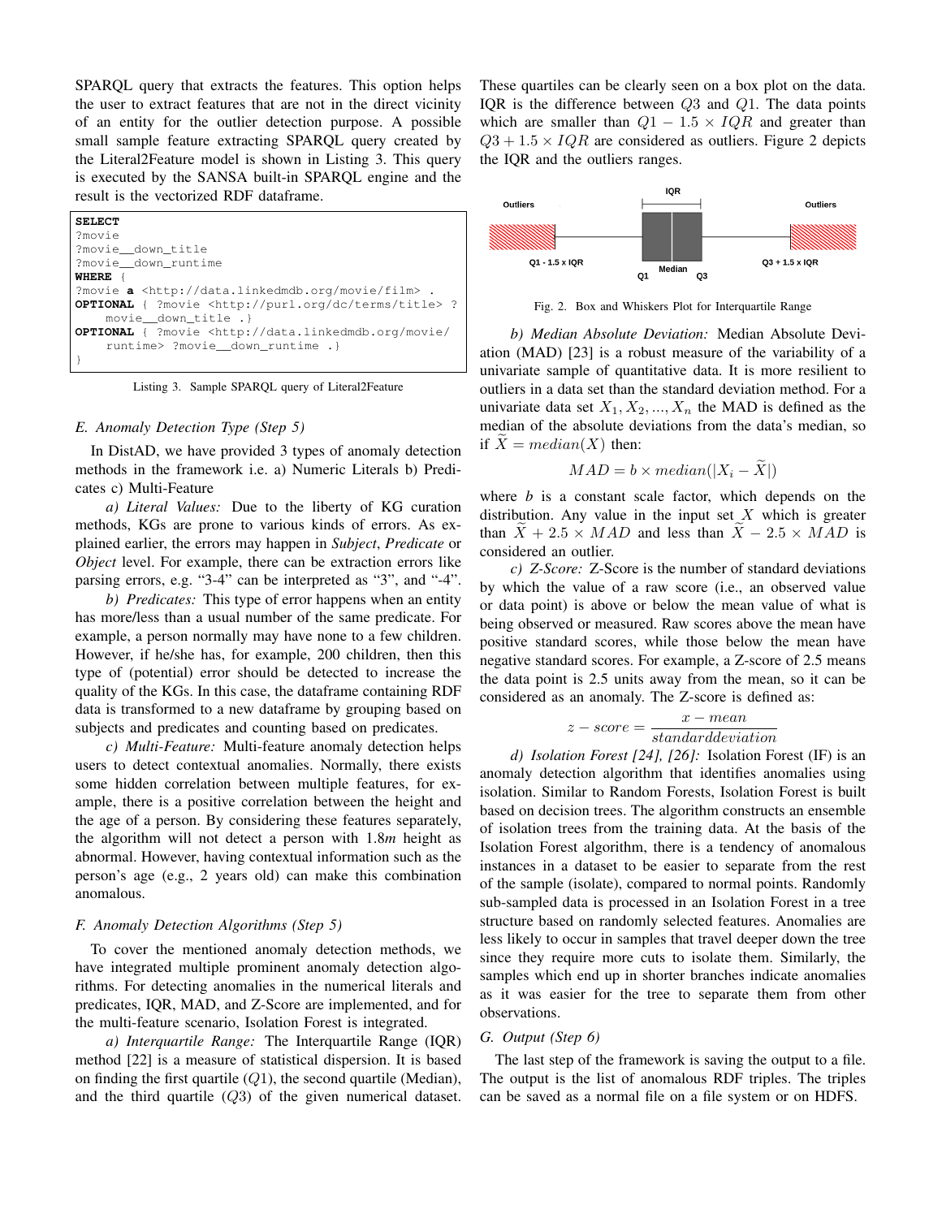SPARQL query that extracts the features. This option helps the user to extract features that are not in the direct vicinity of an entity for the outlier detection purpose. A possible small sample feature extracting SPARQL query created by the Literal2Feature model is shown in Listing 3. This query is executed by the SANSA built-in SPARQL engine and the result is the vectorized RDF dataframe.

```
SELECT
?movie
?movie__down_title
?movie__down_runtime
WHERE {
?movie a <http://data.linkedmdb.org/movie/film> .
OPTIONAL { ?movie <http://purl.org/dc/terms/title> ?
    movie__down_title .}
OPTIONAL { ?movie <http://data.linkedmdb.org/movie/
    runtime> ?movie__down_runtime .}
}
```

Listing 3. Sample SPARQL query of Literal2Feature

### E. Anomaly Detection Type (Step 5)

In DistAD, we have provided 3 types of anomaly detection methods in the framework i.e. a) Numeric Literals b) Predicates c) Multi-Feature

*a) Literal Values:* Due to the liberty of KG curation methods, KGs are prone to various kinds of errors. As explained earlier, the errors may happen in *Subject*, *Predicate* or *Object* level. For example, there can be extraction errors like parsing errors, e.g. "3-4" can be interpreted as "3", and "-4".

*b) Predicates:* This type of error happens when an entity has more/less than a usual number of the same predicate. For example, a person normally may have none to a few children. However, if he/she has, for example, 200 children, then this type of (potential) error should be detected to increase the quality of the KGs. In this case, the dataframe containing RDF data is transformed to a new dataframe by grouping based on subjects and predicates and counting based on predicates.

*c) Multi-Feature:* Multi-feature anomaly detection helps users to detect contextual anomalies. Normally, there exists some hidden correlation between multiple features, for example, there is a positive correlation between the height and the age of a person. By considering these features separately, the algorithm will not detect a person with 1.8*m* height as abnormal. However, having contextual information such as the person's age (e.g., 2 years old) can make this combination anomalous.

### F. Anomaly Detection Algorithms (Step 5)

To cover the mentioned anomaly detection methods, we have integrated multiple prominent anomaly detection algorithms. For detecting anomalies in the numerical literals and predicates, IQR, MAD, and Z-Score are implemented, and for the multi-feature scenario, Isolation Forest is integrated.

*a) Interquartile Range:* The Interquartile Range (IQR) method [22] is a measure of statistical dispersion. It is based on finding the first quartile ($Q1$), the second quartile (Median), and the third quartile ($Q3$) of the given numerical dataset. These quartiles can be clearly seen on a box plot on the data. IQR is the difference between $Q3$ and $Q1$. The data points which are smaller than $Q1 - 1.5 \times IQR$ and greater than $Q3 + 1.5 \times IQR$ are considered as outliers. Figure 2 depicts the IQR and the outliers ranges.

Fig. 2. Box and Whiskers Plot for Interquartile Range

*b) Median Absolute Deviation:* Median Absolute Deviation (MAD) [23] is a robust measure of the variability of a univariate sample of quantitative data. It is more resilient to outliers in a data set than the standard deviation method. For a univariate data set $X_1, X_2, ..., X_n$ the MAD is defined as the median of the absolute deviations from the data's median, so if $\widetilde{X} = median(X)$ then:

$$MAD = b \times median(|X_i - \widetilde{X}|)$$

where $b$ is a constant scale factor, which depends on the distribution. Any value in the input set $X$ which is greater than $\widetilde{X} + 2.5 \times MAD$ and less than $\widetilde{X} - 2.5 \times MAD$ is considered an outlier.

*c) Z-Score:* Z-Score is the number of standard deviations by which the value of a raw score (i.e., an observed value or data point) is above or below the mean value of what is being observed or measured. Raw scores above the mean have positive standard scores, while those below the mean have negative standard scores. For example, a Z-score of 2.5 means the data point is 2.5 units away from the mean, so it can be considered as an anomaly. The Z-score is defined as:

$$z - score = \frac{x - mean}{standarddeviation}$$

*d) Isolation Forest [24], [26]:* Isolation Forest (IF) is an anomaly detection algorithm that identifies anomalies using isolation. Similar to Random Forests, Isolation Forest is built based on decision trees. The algorithm constructs an ensemble of isolation trees from the training data. At the basis of the Isolation Forest algorithm, there is a tendency of anomalous instances in a dataset to be easier to separate from the rest of the sample (isolate), compared to normal points. Randomly sub-sampled data is processed in an Isolation Forest in a tree structure based on randomly selected features. Anomalies are less likely to occur in samples that travel deeper down the tree since they require more cuts to isolate them. Similarly, the samples which end up in shorter branches indicate anomalies as it was easier for the tree to separate them from other observations.

### G. Output (Step 6)

The last step of the framework is saving the output to a file. The output is the list of anomalous RDF triples. The triples can be saved as a normal file on a file system or on HDFS.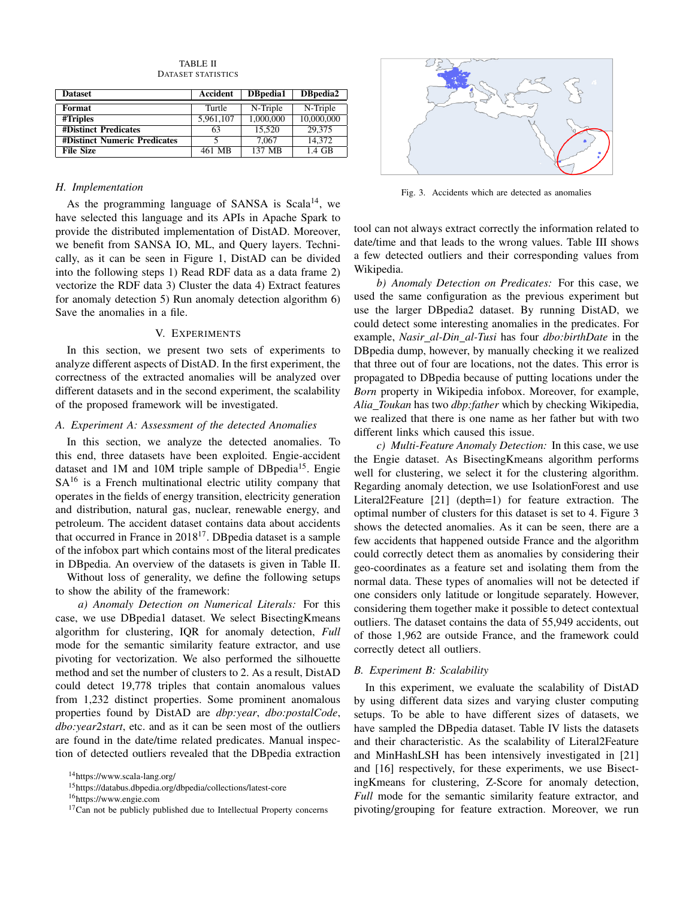TABLE II
DATASET STATISTICS

| Dataset | Accident | DBpedia1 | DBpedia2 |
|---|---|---|---|
| Format | Turtle | N-Triple | N-Triple |
| #Triples | 5,961,107 | 1,000,000 | 10,000,000 |
| #Distinct Predicates | 63 | 15,520 | 29,375 |
| #Distinct Numeric Predicates | 5 | 7,067 | 14,372 |
| File Size | 461 MB | 137 MB | 1.4 GB |

### H. Implementation

As the programming language of SANSA is Scala[14], we have selected this language and its APIs in Apache Spark to provide the distributed implementation of DistAD. Moreover, we benefit from SANSA IO, ML, and Query layers. Technically, as it can be seen in Figure 1, DistAD can be divided into the following steps 1) Read RDF data as a data frame 2) vectorize the RDF data 3) Cluster the data 4) Extract features for anomaly detection 5) Run anomaly detection algorithm 6) Save the anomalies in a file.

## V. Experiments

In this section, we present two sets of experiments to analyze different aspects of DistAD. In the first experiment, the correctness of the extracted anomalies will be analyzed over different datasets and in the second experiment, the scalability of the proposed framework will be investigated.

### A. Experiment A: Assessment of the detected Anomalies

In this section, we analyze the detected anomalies. To this end, three datasets have been exploited. Engie-accident dataset and 1M and 10M triple sample of DBpedia[15]. Engie SA[16] is a French multinational electric utility company that operates in the fields of energy transition, electricity generation and distribution, natural gas, nuclear, renewable energy, and petroleum. The accident dataset contains data about accidents that occurred in France in 2018[17]. DBpedia dataset is a sample of the infobox part which contains most of the literal predicates in DBpedia. An overview of the datasets is given in Table II.

Without loss of generality, we define the following setups to show the ability of the framework:

*a) Anomaly Detection on Numerical Literals:* For this case, we use DBpedia1 dataset. We select BisectingKmeans algorithm for clustering, IQR for anomaly detection, *Full* mode for the semantic similarity feature extractor, and use pivoting for vectorization. We also performed the silhouette method and set the number of clusters to 2. As a result, DistAD could detect 19,778 triples that contain anomalous values from 1,232 distinct properties. Some prominent anomalous properties found by DistAD are *dbp:year*, *dbo:postalCode*, *dbo:year2start*, etc. and as it can be seen most of the outliers are found in the date/time related predicates. Manual inspection of detected outliers revealed that the DBpedia extraction tool can not always extract correctly the information related to date/time and that leads to the wrong values. Table III shows a few detected outliers and their corresponding values from Wikipedia.

*b) Anomaly Detection on Predicates:* For this case, we used the same configuration as the previous experiment but use the larger DBpedia2 dataset. By running DistAD, we could detect some interesting anomalies in the predicates. For example, *Nasir_al-Din_al-Tusi* has four *dbo:birthDate* in the DBpedia dump, however, by manually checking it we realized that three out of four are locations, not the dates. This error is propagated to DBpedia because of putting locations under the *Born* property in Wikipedia infobox. Moreover, for example, *Alia_Toukan* has two *dbp:father* which by checking Wikipedia, we realized that there is one name as her father but with two different links which caused this issue.

*c) Multi-Feature Anomaly Detection:* In this case, we use the Engie dataset. As BisectingKmeans algorithm performs well for clustering, we select it for the clustering algorithm. Regarding anomaly detection, we use IsolationForest and use Literal2Feature [21] (depth=1) for feature extraction. The optimal number of clusters for this dataset is set to 4. Figure 3 shows the detected anomalies. As it can be seen, there are a few accidents that happened outside France and the algorithm could correctly detect them as anomalies by considering their geo-coordinates as a feature set and isolating them from the normal data. These types of anomalies will not be detected if one considers only latitude or longitude separately. However, considering them together make it possible to detect contextual outliers. The dataset contains the data of 55,949 accidents, out of those 1,962 are outside France, and the framework could correctly detect all outliers.

Fig. 3. Accidents which are detected as anomalies

### B. Experiment B: Scalability

In this experiment, we evaluate the scalability of DistAD by using different data sizes and varying cluster computing setups. To be able to have different sizes of datasets, we have sampled the DBpedia dataset. Table IV lists the datasets and their characteristic. As the scalability of Literal2Feature and MinHashLSH has been intensively investigated in [21] and [16] respectively, for these experiments, we use BisectingKmeans for clustering, Z-Score for anomaly detection, *Full* mode for the semantic similarity feature extractor, and pivoting/grouping for feature extraction. Moreover, we run

[14] https://www.scala-lang.org/

[15] https://databus.dbpedia.org/dbpedia/collections/latest-core

[16] https://www.engie.com

[17] Can not be publicly published due to Intellectual Property concerns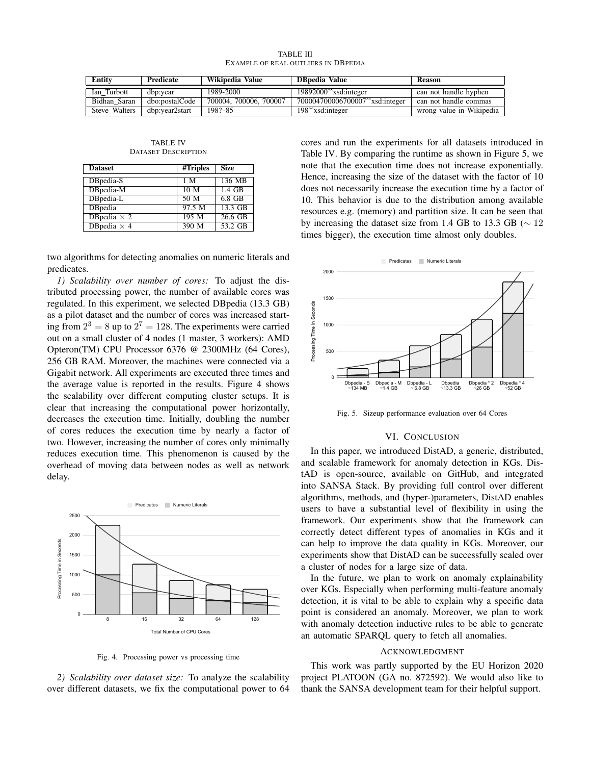TABLE III
EXAMPLE OF REAL OUTLIERS IN DBPEDIA

| Entity | Predicate | Wikipedia Value | DBpedia Value | Reason |
| --- | --- | --- | --- | --- |
| Ian_Turbott | dbp:year | 1989-2000 | 19892000^^xsd:integer | can not handle hyphen |
| Bidhan_Saran | dbo:postalCode | 700004, 700006, 700007 | 700004700006700007^^xsd:integer | can not handle commas |
| Steve_Walters | dbp:year2start | 198?–85 | 198^^xsd:integer | wrong value in Wikipedia |

TABLE IV
DATASET DESCRIPTION

| Dataset | #Triples | Size |
| --- | --- | --- |
| DBpedia-S | 1 M | 136 MB |
| DBpedia-M | 10 M | 1.4 GB |
| DBpedia-L | 50 M | 6.8 GB |
| DBpedia | 97.5 M | 13.3 GB |
| DBpedia $\times$ 2 | 195 M | 26.6 GB |
| DBpedia $\times$ 4 | 390 M | 53.2 GB |

two algorithms for detecting anomalies on numeric literals and predicates.

*1) Scalability over number of cores:* To adjust the distributed processing power, the number of available cores was regulated. In this experiment, we selected DBpedia (13.3 GB) as a pilot dataset and the number of cores was increased starting from $2^3 = 8$ up to $2^7 = 128$. The experiments were carried out on a small cluster of 4 nodes (1 master, 3 workers): AMD Opteron(TM) CPU Processor 6376 @ 2300MHz (64 Cores), 256 GB RAM. Moreover, the machines were connected via a Gigabit network. All experiments are executed three times and the average value is reported in the results. Figure 4 shows the scalability over different computing cluster setups. It is clear that increasing the computational power horizontally, decreases the execution time. Initially, doubling the number of cores reduces the execution time by nearly a factor of two. However, increasing the number of cores only minimally reduces execution time. This phenomenon is caused by the overhead of moving data between nodes as well as network delay.

Fig. 4. Processing power vs processing time

*2) Scalability over dataset size:* To analyze the scalability over different datasets, we fix the computational power to 64 cores and run the experiments for all datasets introduced in Table IV. By comparing the runtime as shown in Figure 5, we note that the execution time does not increase exponentially. Hence, increasing the size of the dataset with the factor of 10 does not necessarily increase the execution time by a factor of 10. This behavior is due to the distribution among available resources e.g. (memory) and partition size. It can be seen that by increasing the dataset size from 1.4 GB to 13.3 GB ($\sim 12$ times bigger), the execution time almost only doubles.

Fig. 5. Sizeup performance evaluation over 64 Cores

## VI. CONCLUSION

In this paper, we introduced DistAD, a generic, distributed, and scalable framework for anomaly detection in KGs. DistAD is open-source, available on GitHub, and integrated into SANSA Stack. By providing full control over different algorithms, methods, and (hyper-)parameters, DistAD enables users to have a substantial level of flexibility in using the framework. Our experiments show that the framework can correctly detect different types of anomalies in KGs and it can help to improve the data quality in KGs. Moreover, our experiments show that DistAD can be successfully scaled over a cluster of nodes for a large size of data.

In the future, we plan to work on anomaly explainability over KGs. Especially when performing multi-feature anomaly detection, it is vital to be able to explain why a specific data point is considered an anomaly. Moreover, we plan to work with anomaly detection inductive rules to be able to generate an automatic SPARQL query to fetch all anomalies.

## ACKNOWLEDGMENT

This work was partly supported by the EU Horizon 2020 project PLATOON (GA no. 872592). We would also like to thank the SANSA development team for their helpful support.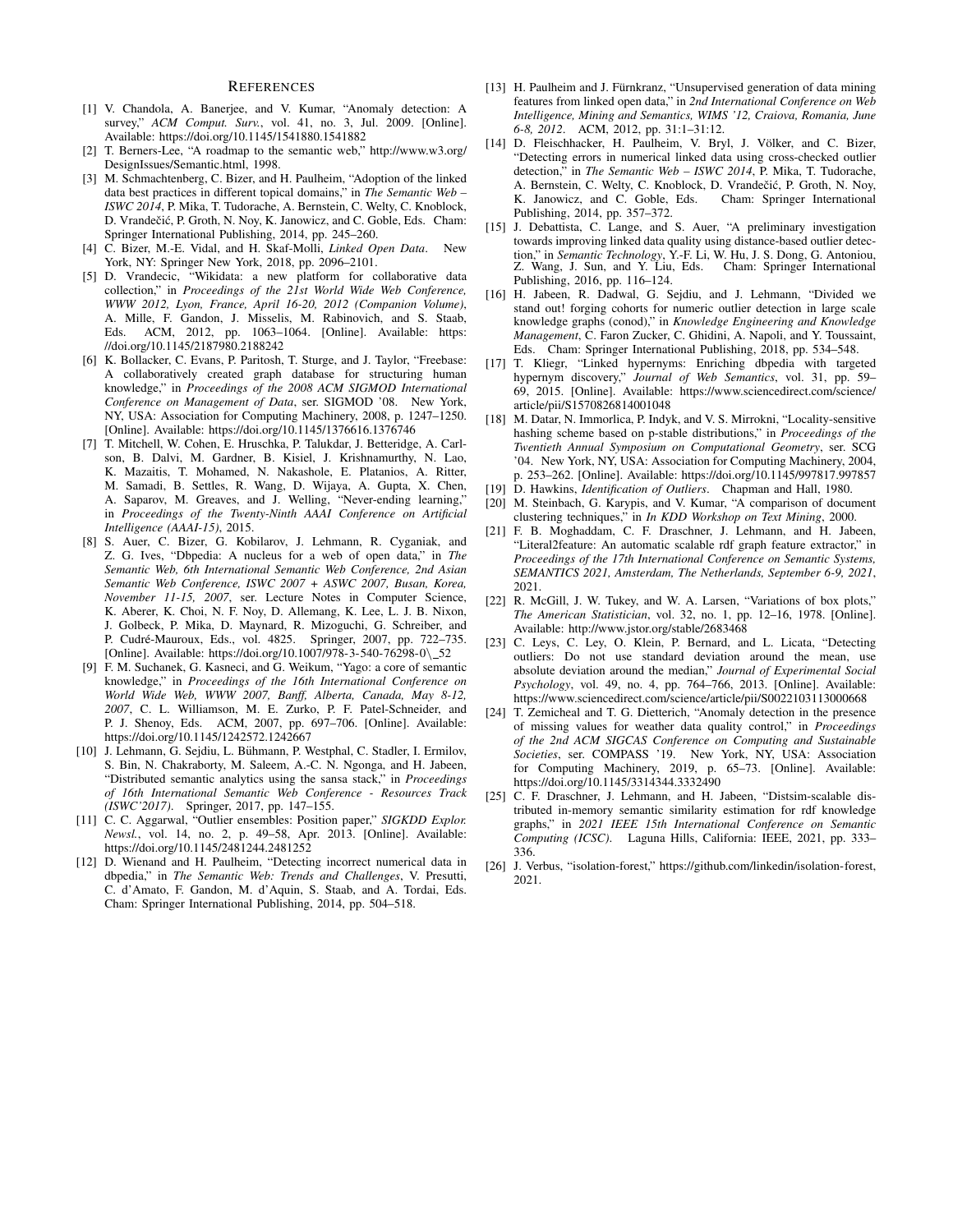## References

[1] V. Chandola, A. Banerjee, and V. Kumar, "Anomaly detection: A survey," *ACM Comput. Surv.*, vol. 41, no. 3, Jul. 2009. [Online]. Available: https://doi.org/10.1145/1541880.1541882

[2] T. Berners-Lee, "A roadmap to the semantic web," http://www.w3.org/DesignIssues/Semantic.html, 1998.

[3] M. Schmachtenberg, C. Bizer, and H. Paulheim, "Adoption of the linked data best practices in different topical domains," in *The Semantic Web – ISWC 2014*, P. Mika, T. Tudorache, A. Bernstein, C. Welty, C. Knoblock, D. Vrandečić, P. Groth, N. Noy, K. Janowicz, and C. Goble, Eds. Cham: Springer International Publishing, 2014, pp. 245–260.

[4] C. Bizer, M.-E. Vidal, and H. Skaf-Molli, *Linked Open Data*. New York, NY: Springer New York, 2018, pp. 2096–2101.

[5] D. Vrandecic, "Wikidata: a new platform for collaborative data collection," in *Proceedings of the 21st World Wide Web Conference, WWW 2012, Lyon, France, April 16-20, 2012 (Companion Volume)*, A. Mille, F. Gandon, J. Misselis, M. Rabinovich, and S. Staab, Eds. ACM, 2012, pp. 1063–1064. [Online]. Available: https://doi.org/10.1145/2187980.2188242

[6] K. Bollacker, C. Evans, P. Paritosh, T. Sturge, and J. Taylor, "Freebase: A collaboratively created graph database for structuring human knowledge," in *Proceedings of the 2008 ACM SIGMOD International Conference on Management of Data*, ser. SIGMOD '08. New York, NY, USA: Association for Computing Machinery, 2008, p. 1247–1250. [Online]. Available: https://doi.org/10.1145/1376616.1376746

[7] T. Mitchell, W. Cohen, E. Hruschka, P. Talukdar, J. Betteridge, A. Carlson, B. Dalvi, M. Gardner, B. Kisiel, J. Krishnamurthy, N. Lao, K. Mazaitis, T. Mohamed, N. Nakashole, E. Platanios, A. Ritter, M. Samadi, B. Settles, R. Wang, D. Wijaya, A. Gupta, X. Chen, A. Saparov, M. Greaves, and J. Welling, "Never-ending learning," in *Proceedings of the Twenty-Ninth AAAI Conference on Artificial Intelligence (AAAI-15)*, 2015.

[8] S. Auer, C. Bizer, G. Kobilarov, J. Lehmann, R. Cyganiak, and Z. G. Ives, "Dbpedia: A nucleus for a web of open data," in *The Semantic Web, 6th International Semantic Web Conference, 2nd Asian Semantic Web Conference, ISWC 2007 + ASWC 2007, Busan, Korea, November 11-15, 2007*, ser. Lecture Notes in Computer Science, K. Aberer, K. Choi, N. F. Noy, D. Allemang, K. Lee, L. J. B. Nixon, J. Golbeck, P. Mika, D. Maynard, R. Mizoguchi, G. Schreiber, and P. Cudré-Mauroux, Eds., vol. 4825. Springer, 2007, pp. 722–735. [Online]. Available: https://doi.org/10.1007/978-3-540-76298-0\_52

[9] F. M. Suchanek, G. Kasneci, and G. Weikum, "Yago: a core of semantic knowledge," in *Proceedings of the 16th International Conference on World Wide Web, WWW 2007, Banff, Alberta, Canada, May 8-12, 2007*, C. L. Williamson, M. E. Zurko, P. F. Patel-Schneider, and P. J. Shenoy, Eds. ACM, 2007, pp. 697–706. [Online]. Available: https://doi.org/10.1145/1242572.1242667

[10] J. Lehmann, G. Sejdiu, L. Bühmann, P. Westphal, C. Stadler, I. Ermilov, S. Bin, N. Chakraborty, M. Saleem, A.-C. N. Ngonga, and H. Jabeen, "Distributed semantic analytics using the sansa stack," in *Proceedings of 16th International Semantic Web Conference - Resources Track (ISWC'2017)*. Springer, 2017, pp. 147–155.

[11] C. C. Aggarwal, "Outlier ensembles: Position paper," *SIGKDD Explor. Newsl.*, vol. 14, no. 2, p. 49–58, Apr. 2013. [Online]. Available: https://doi.org/10.1145/2481244.2481252

[12] D. Wienand and H. Paulheim, "Detecting incorrect numerical data in dbpedia," in *The Semantic Web: Trends and Challenges*, V. Presutti, C. d'Amato, F. Gandon, M. d'Aquin, S. Staab, and A. Tordai, Eds. Cham: Springer International Publishing, 2014, pp. 504–518.

[13] H. Paulheim and J. Fürnkranz, "Unsupervised generation of data mining features from linked open data," in *2nd International Conference on Web Intelligence, Mining and Semantics, WIMS '12, Craiova, Romania, June 6-8, 2012*. ACM, 2012, pp. 31:1–31:12.

[14] D. Fleischhacker, H. Paulheim, V. Bryl, J. Völker, and C. Bizer, "Detecting errors in numerical linked data using cross-checked outlier detection," in *The Semantic Web – ISWC 2014*, P. Mika, T. Tudorache, A. Bernstein, C. Welty, C. Knoblock, D. Vrandečić, P. Groth, N. Noy, K. Janowicz, and C. Goble, Eds. Cham: Springer International Publishing, 2014, pp. 357–372.

[15] J. Debattista, C. Lange, and S. Auer, "A preliminary investigation towards improving linked data quality using distance-based outlier detection," in *Semantic Technology*, Y.-F. Li, W. Hu, J. S. Dong, G. Antoniou, Z. Wang, J. Sun, and Y. Liu, Eds. Cham: Springer International Publishing, 2016, pp. 116–124.

[16] H. Jabeen, R. Dadwal, G. Sejdiu, and J. Lehmann, "Divided we stand out! forging cohorts for numeric outlier detection in large scale knowledge graphs (conod)," in *Knowledge Engineering and Knowledge Management*, C. Faron Zucker, C. Ghidini, A. Napoli, and Y. Toussaint, Eds. Cham: Springer International Publishing, 2018, pp. 534–548.

[17] T. Kliegr, "Linked hypernyms: Enriching dbpedia with targeted hypernym discovery," *Journal of Web Semantics*, vol. 31, pp. 59–69, 2015. [Online]. Available: https://www.sciencedirect.com/science/article/pii/S1570826814001048

[18] M. Datar, N. Immorlica, P. Indyk, and V. S. Mirrokni, "Locality-sensitive hashing scheme based on p-stable distributions," in *Proceedings of the Twentieth Annual Symposium on Computational Geometry*, ser. SCG '04. New York, NY, USA: Association for Computing Machinery, 2004, p. 253–262. [Online]. Available: https://doi.org/10.1145/997817.997857

[19] D. Hawkins, *Identification of Outliers*. Chapman and Hall, 1980.

[20] M. Steinbach, G. Karypis, and V. Kumar, "A comparison of document clustering techniques," in *In KDD Workshop on Text Mining*, 2000.

[21] F. B. Moghaddam, C. F. Draschner, J. Lehmann, and H. Jabeen, "Literal2feature: An automatic scalable rdf graph feature extractor," in *Proceedings of the 17th International Conference on Semantic Systems, SEMANTICS 2021, Amsterdam, The Netherlands, September 6-9, 2021*, 2021.

[22] R. McGill, J. W. Tukey, and W. A. Larsen, "Variations of box plots," *The American Statistician*, vol. 32, no. 1, pp. 12–16, 1978. [Online]. Available: http://www.jstor.org/stable/2683468

[23] C. Leys, C. Ley, O. Klein, P. Bernard, and L. Licata, "Detecting outliers: Do not use standard deviation around the mean, use absolute deviation around the median," *Journal of Experimental Social Psychology*, vol. 49, no. 4, pp. 764–766, 2013. [Online]. Available: https://www.sciencedirect.com/science/article/pii/S0022103113000668

[24] T. Zemicheal and T. G. Dietterich, "Anomaly detection in the presence of missing values for weather data quality control," in *Proceedings of the 2nd ACM SIGCAS Conference on Computing and Sustainable Societies*, ser. COMPASS '19. New York, NY, USA: Association for Computing Machinery, 2019, p. 65–73. [Online]. Available: https://doi.org/10.1145/3314344.3332490

[25] C. F. Draschner, J. Lehmann, and H. Jabeen, "Distsim-scalable distributed in-memory semantic similarity estimation for rdf knowledge graphs," in *2021 IEEE 15th International Conference on Semantic Computing (ICSC)*. Laguna Hills, California: IEEE, 2021, pp. 333–336.

[26] J. Verbus, "isolation-forest," https://github.com/linkedin/isolation-forest, 2021.